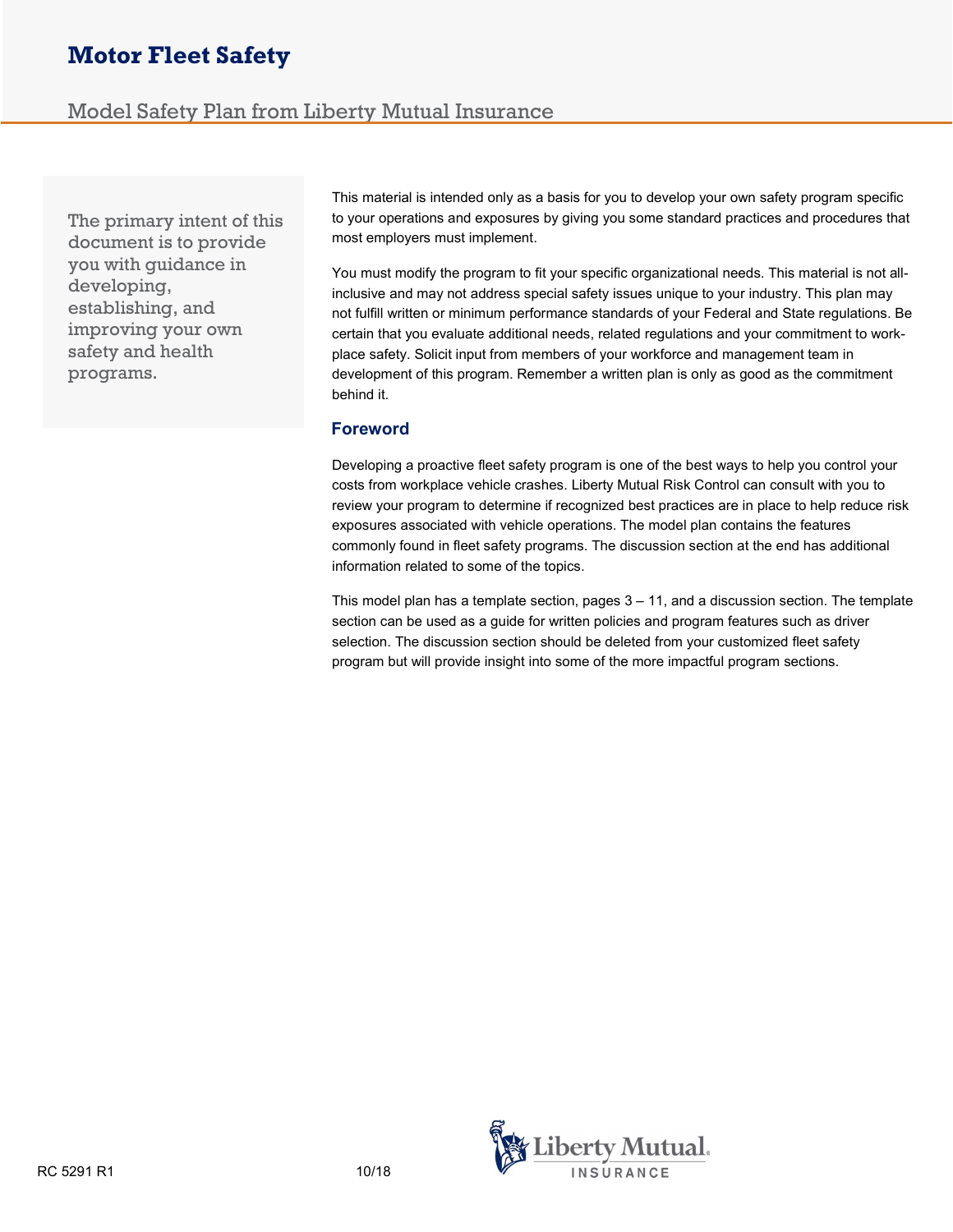# Motor Fleet Safety

## Model Safety Plan from Liberty Mutual Insurance

The primary intent of this document is to provide you with guidance in developing, establishing, and improving your own safety and health programs.

This material is intended only as a basis for you to develop your own safety program specific to your operations and exposures by giving you some standard practices and procedures that most employers must implement.

You must modify the program to fit your specific organizational needs. This material is not all-inclusive and may not address special safety issues unique to your industry. This plan may not fulfill written or minimum performance standards of your Federal and State regulations. Be certain that you evaluate additional needs, related regulations and your commitment to work-place safety. Solicit input from members of your workforce and management team in development of this program. Remember a written plan is only as good as the commitment behind it.

### Foreword

Developing a proactive fleet safety program is one of the best ways to help you control your costs from workplace vehicle crashes. Liberty Mutual Risk Control can consult with you to review your program to determine if recognized best practices are in place to help reduce risk exposures associated with vehicle operations. The model plan contains the features commonly found in fleet safety programs. The discussion section at the end has additional information related to some of the topics.

This model plan has a template section, pages 3 – 11, and a discussion section. The template section can be used as a guide for written policies and program features such as driver selection. The discussion section should be deleted from your customized fleet safety program but will provide insight into some of the more impactful program sections.

RC 5291 R1 10/18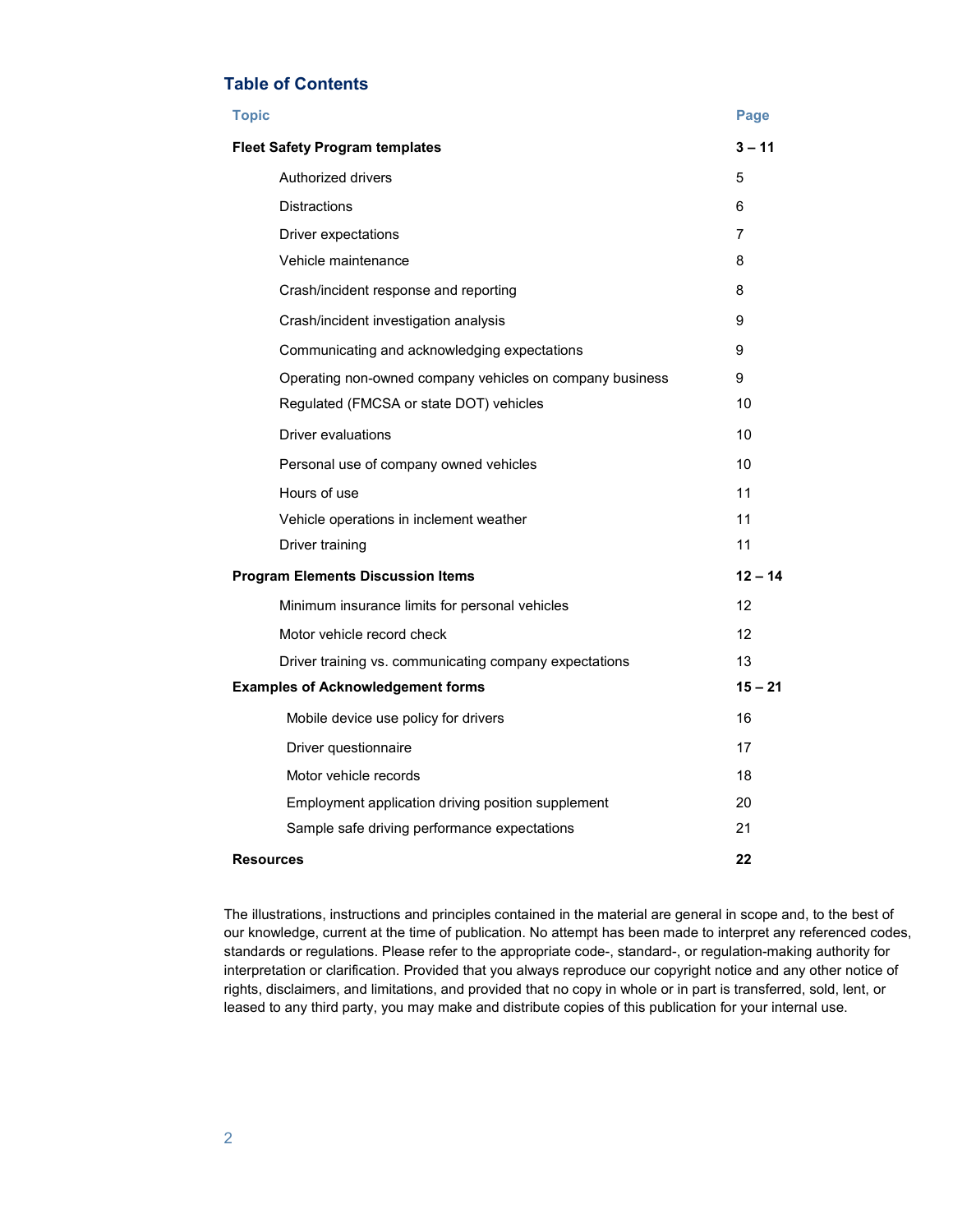## Table of Contents

| Topic | Page |
|---|---|
| **Fleet Safety Program templates** | **3 – 11** |
| Authorized drivers | 5 |
| Distractions | 6 |
| Driver expectations | 7 |
| Vehicle maintenance | 8 |
| Crash/incident response and reporting | 8 |
| Crash/incident investigation analysis | 9 |
| Communicating and acknowledging expectations | 9 |
| Operating non-owned company vehicles on company business | 9 |
| Regulated (FMCSA or state DOT) vehicles | 10 |
| Driver evaluations | 10 |
| Personal use of company owned vehicles | 10 |
| Hours of use | 11 |
| Vehicle operations in inclement weather | 11 |
| Driver training | 11 |
| **Program Elements Discussion Items** | **12 – 14** |
| Minimum insurance limits for personal vehicles | 12 |
| Motor vehicle record check | 12 |
| Driver training vs. communicating company expectations | 13 |
| **Examples of Acknowledgement forms** | **15 – 21** |
| Mobile device use policy for drivers | 16 |
| Driver questionnaire | 17 |
| Motor vehicle records | 18 |
| Employment application driving position supplement | 20 |
| Sample safe driving performance expectations | 21 |
| **Resources** | **22** |

The illustrations, instructions and principles contained in the material are general in scope and, to the best of our knowledge, current at the time of publication. No attempt has been made to interpret any referenced codes, standards or regulations. Please refer to the appropriate code-, standard-, or regulation-making authority for interpretation or clarification. Provided that you always reproduce our copyright notice and any other notice of rights, disclaimers, and limitations, and provided that no copy in whole or in part is transferred, sold, lent, or leased to any third party, you may make and distribute copies of this publication for your internal use.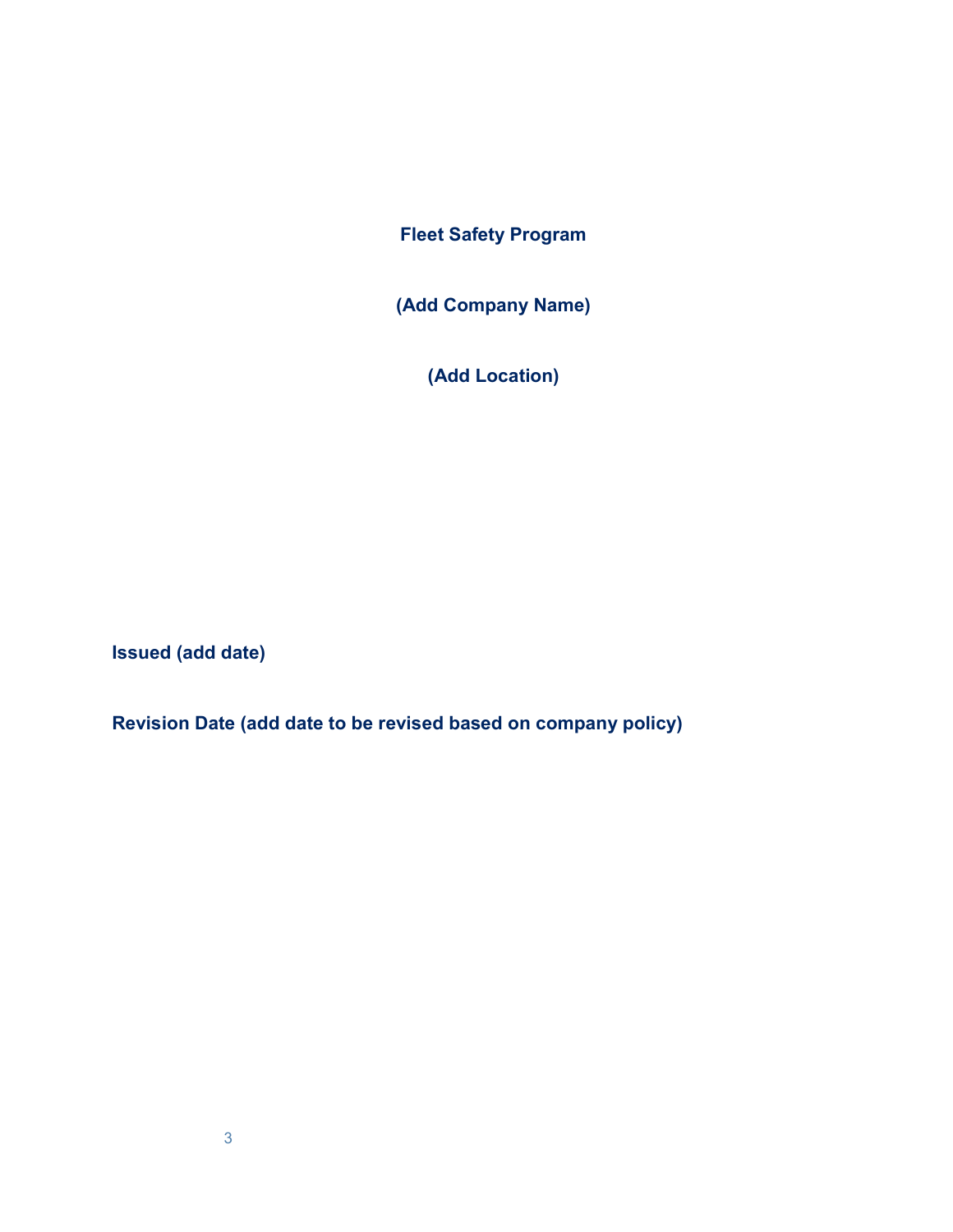# Fleet Safety Program

**(Add Company Name)**

**(Add Location)**

**Issued (add date)**

**Revision Date (add date to be revised based on company policy)**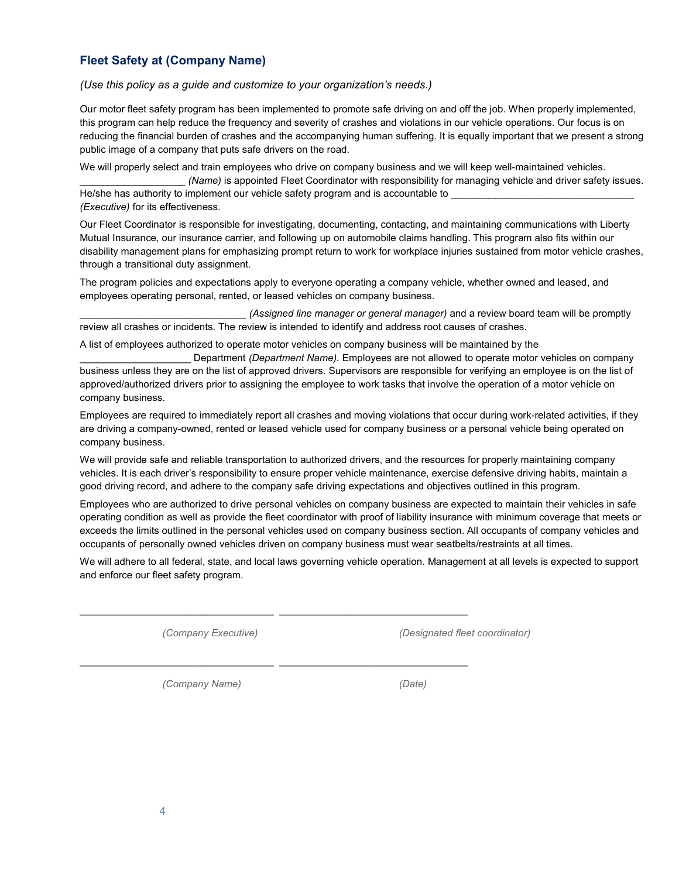## Fleet Safety at (Company Name)

*(Use this policy as a guide and customize to your organization's needs.)*

Our motor fleet safety program has been implemented to promote safe driving on and off the job. When properly implemented, this program can help reduce the frequency and severity of crashes and violations in our vehicle operations. Our focus is on reducing the financial burden of crashes and the accompanying human suffering. It is equally important that we present a strong public image of a company that puts safe drivers on the road.

We will properly select and train employees who drive on company business and we will keep well-maintained vehicles. ___________________ *(Name)* is appointed Fleet Coordinator with responsibility for managing vehicle and driver safety issues. He/she has authority to implement our vehicle safety program and is accountable to _________________________________ *(Executive)* for its effectiveness.

Our Fleet Coordinator is responsible for investigating, documenting, contacting, and maintaining communications with Liberty Mutual Insurance, our insurance carrier, and following up on automobile claims handling. This program also fits within our disability management plans for emphasizing prompt return to work for workplace injuries sustained from motor vehicle crashes, through a transitional duty assignment.

The program policies and expectations apply to everyone operating a company vehicle, whether owned and leased, and employees operating personal, rented, or leased vehicles on company business.

______________________________ *(Assigned line manager or general manager)* and a review board team will be promptly review all crashes or incidents. The review is intended to identify and address root causes of crashes.

A list of employees authorized to operate motor vehicles on company business will be maintained by the ____________________ Department *(Department Name).* Employees are not allowed to operate motor vehicles on company business unless they are on the list of approved drivers. Supervisors are responsible for verifying an employee is on the list of approved/authorized drivers prior to assigning the employee to work tasks that involve the operation of a motor vehicle on company business.

Employees are required to immediately report all crashes and moving violations that occur during work-related activities, if they are driving a company-owned, rented or leased vehicle used for company business or a personal vehicle being operated on company business.

We will provide safe and reliable transportation to authorized drivers, and the resources for properly maintaining company vehicles. It is each driver's responsibility to ensure proper vehicle maintenance, exercise defensive driving habits, maintain a good driving record, and adhere to the company safe driving expectations and objectives outlined in this program.

Employees who are authorized to drive personal vehicles on company business are expected to maintain their vehicles in safe operating condition as well as provide the fleet coordinator with proof of liability insurance with minimum coverage that meets or exceeds the limits outlined in the personal vehicles used on company business section. All occupants of company vehicles and occupants of personally owned vehicles driven on company business must wear seatbelts/restraints at all times.

We will adhere to all federal, state, and local laws governing vehicle operation. Management at all levels is expected to support and enforce our fleet safety program.

___________________________________ ___________________________________

*(Company Executive)* *(Designated fleet coordinator)*

___________________________________ ___________________________________

*(Company Name)* *(Date)*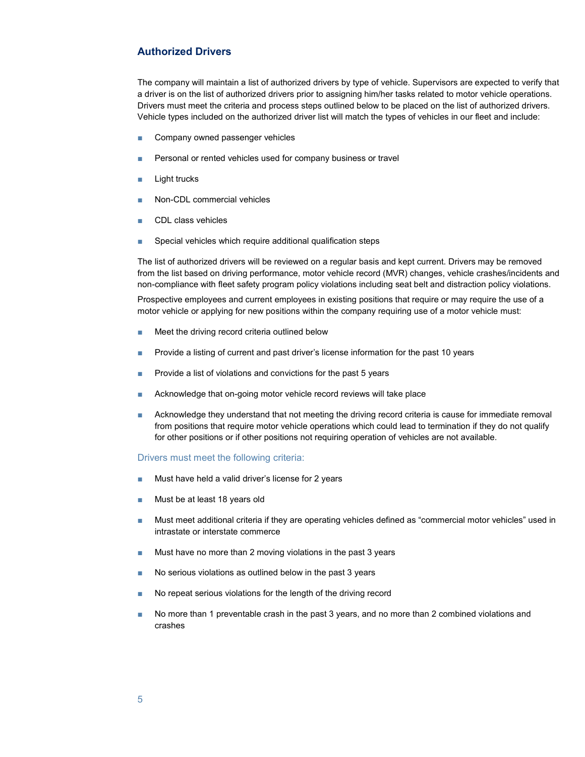## Authorized Drivers

The company will maintain a list of authorized drivers by type of vehicle. Supervisors are expected to verify that a driver is on the list of authorized drivers prior to assigning him/her tasks related to motor vehicle operations. Drivers must meet the criteria and process steps outlined below to be placed on the list of authorized drivers. Vehicle types included on the authorized driver list will match the types of vehicles in our fleet and include:

- Company owned passenger vehicles
- Personal or rented vehicles used for company business or travel
- Light trucks
- Non-CDL commercial vehicles
- CDL class vehicles
- Special vehicles which require additional qualification steps

The list of authorized drivers will be reviewed on a regular basis and kept current. Drivers may be removed from the list based on driving performance, motor vehicle record (MVR) changes, vehicle crashes/incidents and non-compliance with fleet safety program policy violations including seat belt and distraction policy violations.

Prospective employees and current employees in existing positions that require or may require the use of a motor vehicle or applying for new positions within the company requiring use of a motor vehicle must:

- Meet the driving record criteria outlined below
- Provide a listing of current and past driver's license information for the past 10 years
- Provide a list of violations and convictions for the past 5 years
- Acknowledge that on-going motor vehicle record reviews will take place
- Acknowledge they understand that not meeting the driving record criteria is cause for immediate removal from positions that require motor vehicle operations which could lead to termination if they do not qualify for other positions or if other positions not requiring operation of vehicles are not available.

### Drivers must meet the following criteria:

- Must have held a valid driver's license for 2 years
- Must be at least 18 years old
- Must meet additional criteria if they are operating vehicles defined as "commercial motor vehicles" used in intrastate or interstate commerce
- Must have no more than 2 moving violations in the past 3 years
- No serious violations as outlined below in the past 3 years
- No repeat serious violations for the length of the driving record
- No more than 1 preventable crash in the past 3 years, and no more than 2 combined violations and crashes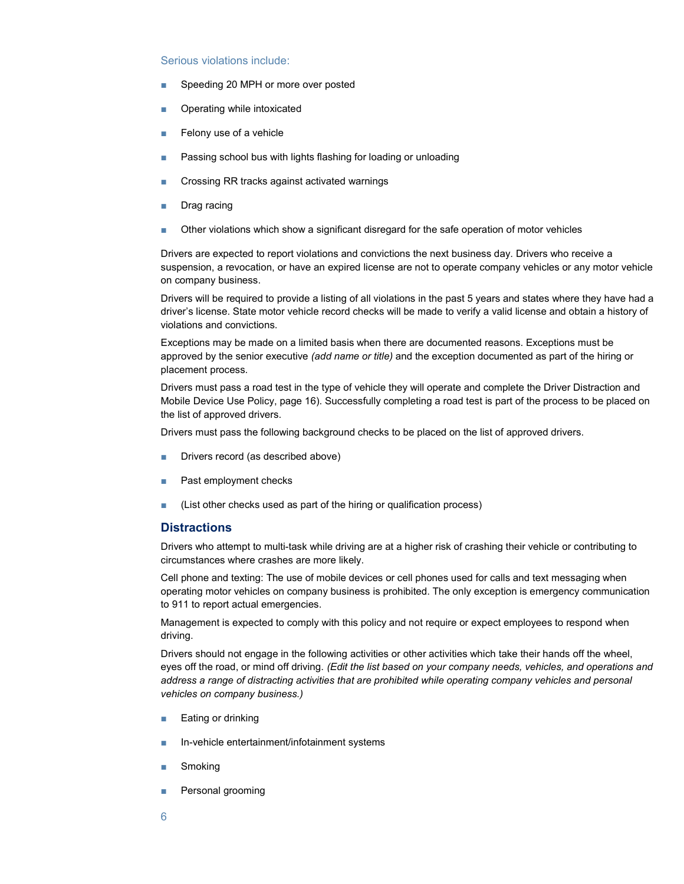### Serious violations include:

- Speeding 20 MPH or more over posted
- Operating while intoxicated
- Felony use of a vehicle
- Passing school bus with lights flashing for loading or unloading
- Crossing RR tracks against activated warnings
- Drag racing
- Other violations which show a significant disregard for the safe operation of motor vehicles

Drivers are expected to report violations and convictions the next business day. Drivers who receive a suspension, a revocation, or have an expired license are not to operate company vehicles or any motor vehicle on company business.

Drivers will be required to provide a listing of all violations in the past 5 years and states where they have had a driver's license. State motor vehicle record checks will be made to verify a valid license and obtain a history of violations and convictions.

Exceptions may be made on a limited basis when there are documented reasons. Exceptions must be approved by the senior executive *(add name or title)* and the exception documented as part of the hiring or placement process.

Drivers must pass a road test in the type of vehicle they will operate and complete the Driver Distraction and Mobile Device Use Policy, page 16). Successfully completing a road test is part of the process to be placed on the list of approved drivers.

Drivers must pass the following background checks to be placed on the list of approved drivers.

- Drivers record (as described above)
- Past employment checks
- (List other checks used as part of the hiring or qualification process)

## Distractions

Drivers who attempt to multi-task while driving are at a higher risk of crashing their vehicle or contributing to circumstances where crashes are more likely.

Cell phone and texting: The use of mobile devices or cell phones used for calls and text messaging when operating motor vehicles on company business is prohibited. The only exception is emergency communication to 911 to report actual emergencies.

Management is expected to comply with this policy and not require or expect employees to respond when driving.

Drivers should not engage in the following activities or other activities which take their hands off the wheel, eyes off the road, or mind off driving. *(Edit the list based on your company needs, vehicles, and operations and address a range of distracting activities that are prohibited while operating company vehicles and personal vehicles on company business.)*

- Eating or drinking
- In-vehicle entertainment/infotainment systems
- Smoking
- Personal grooming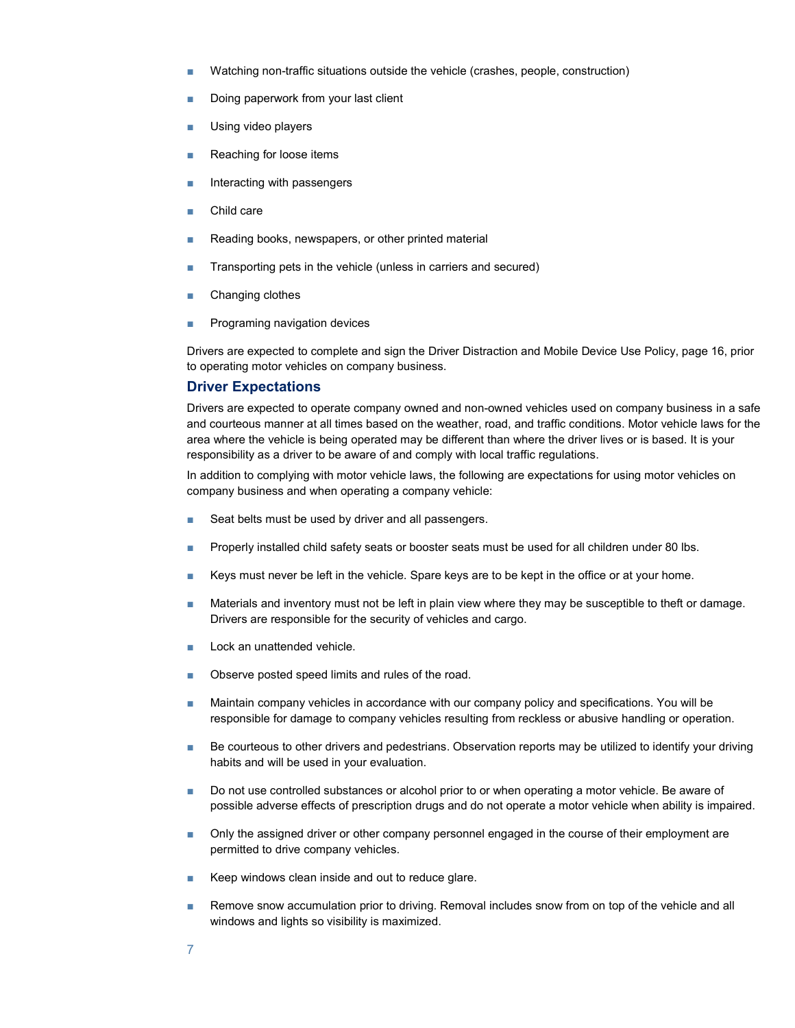- Watching non-traffic situations outside the vehicle (crashes, people, construction)
- Doing paperwork from your last client
- Using video players
- Reaching for loose items
- Interacting with passengers
- Child care
- Reading books, newspapers, or other printed material
- Transporting pets in the vehicle (unless in carriers and secured)
- Changing clothes
- Programing navigation devices

Drivers are expected to complete and sign the Driver Distraction and Mobile Device Use Policy, page 16, prior to operating motor vehicles on company business.

## Driver Expectations

Drivers are expected to operate company owned and non-owned vehicles used on company business in a safe and courteous manner at all times based on the weather, road, and traffic conditions. Motor vehicle laws for the area where the vehicle is being operated may be different than where the driver lives or is based. It is your responsibility as a driver to be aware of and comply with local traffic regulations.

In addition to complying with motor vehicle laws, the following are expectations for using motor vehicles on company business and when operating a company vehicle:

- Seat belts must be used by driver and all passengers.
- Properly installed child safety seats or booster seats must be used for all children under 80 lbs.
- Keys must never be left in the vehicle. Spare keys are to be kept in the office or at your home.
- Materials and inventory must not be left in plain view where they may be susceptible to theft or damage. Drivers are responsible for the security of vehicles and cargo.
- Lock an unattended vehicle.
- Observe posted speed limits and rules of the road.
- Maintain company vehicles in accordance with our company policy and specifications. You will be responsible for damage to company vehicles resulting from reckless or abusive handling or operation.
- Be courteous to other drivers and pedestrians. Observation reports may be utilized to identify your driving habits and will be used in your evaluation.
- Do not use controlled substances or alcohol prior to or when operating a motor vehicle. Be aware of possible adverse effects of prescription drugs and do not operate a motor vehicle when ability is impaired.
- Only the assigned driver or other company personnel engaged in the course of their employment are permitted to drive company vehicles.
- Keep windows clean inside and out to reduce glare.
- Remove snow accumulation prior to driving. Removal includes snow from on top of the vehicle and all windows and lights so visibility is maximized.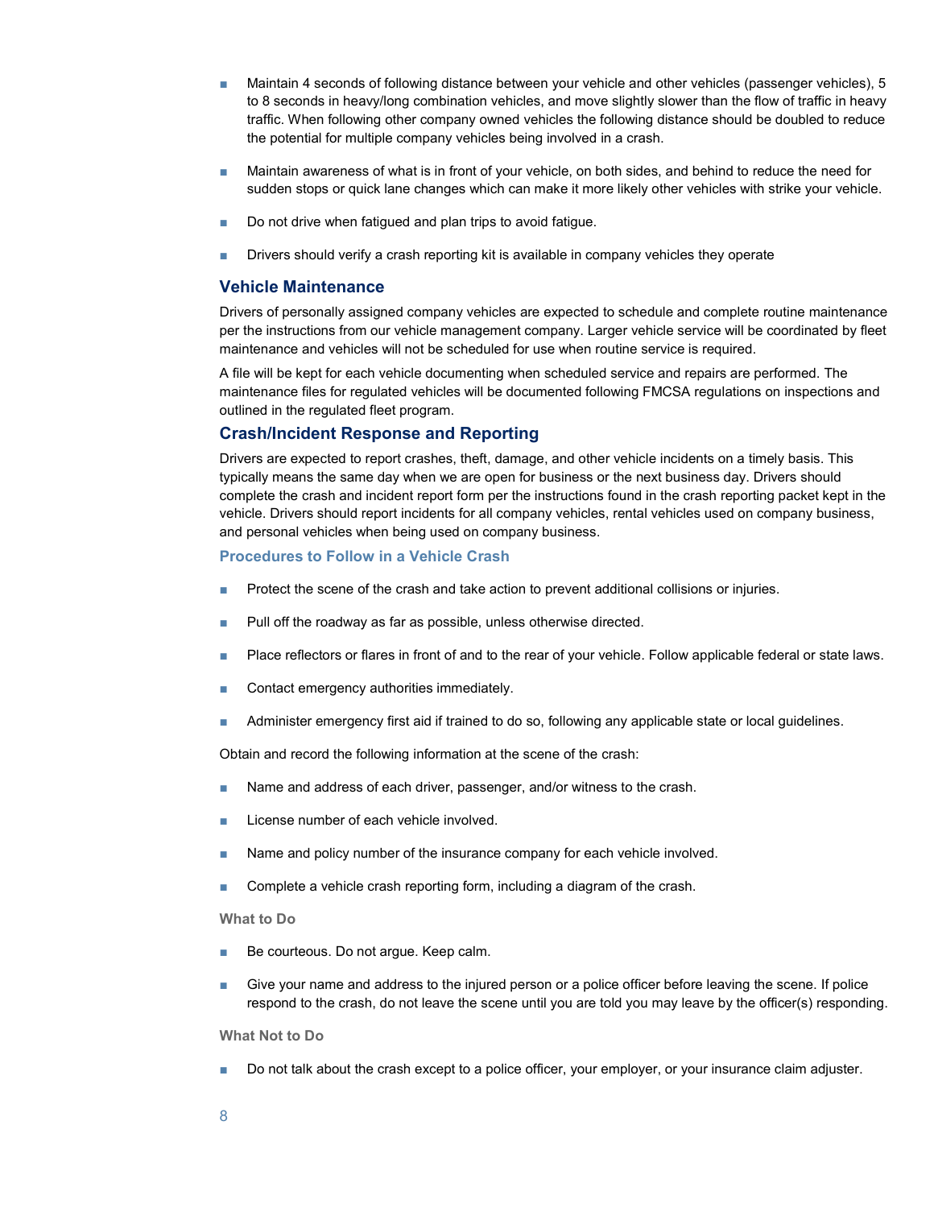- Maintain 4 seconds of following distance between your vehicle and other vehicles (passenger vehicles), 5 to 8 seconds in heavy/long combination vehicles, and move slightly slower than the flow of traffic in heavy traffic. When following other company owned vehicles the following distance should be doubled to reduce the potential for multiple company vehicles being involved in a crash.
- Maintain awareness of what is in front of your vehicle, on both sides, and behind to reduce the need for sudden stops or quick lane changes which can make it more likely other vehicles with strike your vehicle.
- Do not drive when fatigued and plan trips to avoid fatigue.
- Drivers should verify a crash reporting kit is available in company vehicles they operate

## Vehicle Maintenance

Drivers of personally assigned company vehicles are expected to schedule and complete routine maintenance per the instructions from our vehicle management company. Larger vehicle service will be coordinated by fleet maintenance and vehicles will not be scheduled for use when routine service is required.

A file will be kept for each vehicle documenting when scheduled service and repairs are performed. The maintenance files for regulated vehicles will be documented following FMCSA regulations on inspections and outlined in the regulated fleet program.

## Crash/Incident Response and Reporting

Drivers are expected to report crashes, theft, damage, and other vehicle incidents on a timely basis. This typically means the same day when we are open for business or the next business day. Drivers should complete the crash and incident report form per the instructions found in the crash reporting packet kept in the vehicle. Drivers should report incidents for all company vehicles, rental vehicles used on company business, and personal vehicles when being used on company business.

### Procedures to Follow in a Vehicle Crash

- Protect the scene of the crash and take action to prevent additional collisions or injuries.
- Pull off the roadway as far as possible, unless otherwise directed.
- Place reflectors or flares in front of and to the rear of your vehicle. Follow applicable federal or state laws.
- Contact emergency authorities immediately.
- Administer emergency first aid if trained to do so, following any applicable state or local guidelines.

Obtain and record the following information at the scene of the crash:

- Name and address of each driver, passenger, and/or witness to the crash.
- License number of each vehicle involved.
- Name and policy number of the insurance company for each vehicle involved.
- Complete a vehicle crash reporting form, including a diagram of the crash.

#### What to Do

- Be courteous. Do not argue. Keep calm.
- Give your name and address to the injured person or a police officer before leaving the scene. If police respond to the crash, do not leave the scene until you are told you may leave by the officer(s) responding.

#### What Not to Do

- Do not talk about the crash except to a police officer, your employer, or your insurance claim adjuster.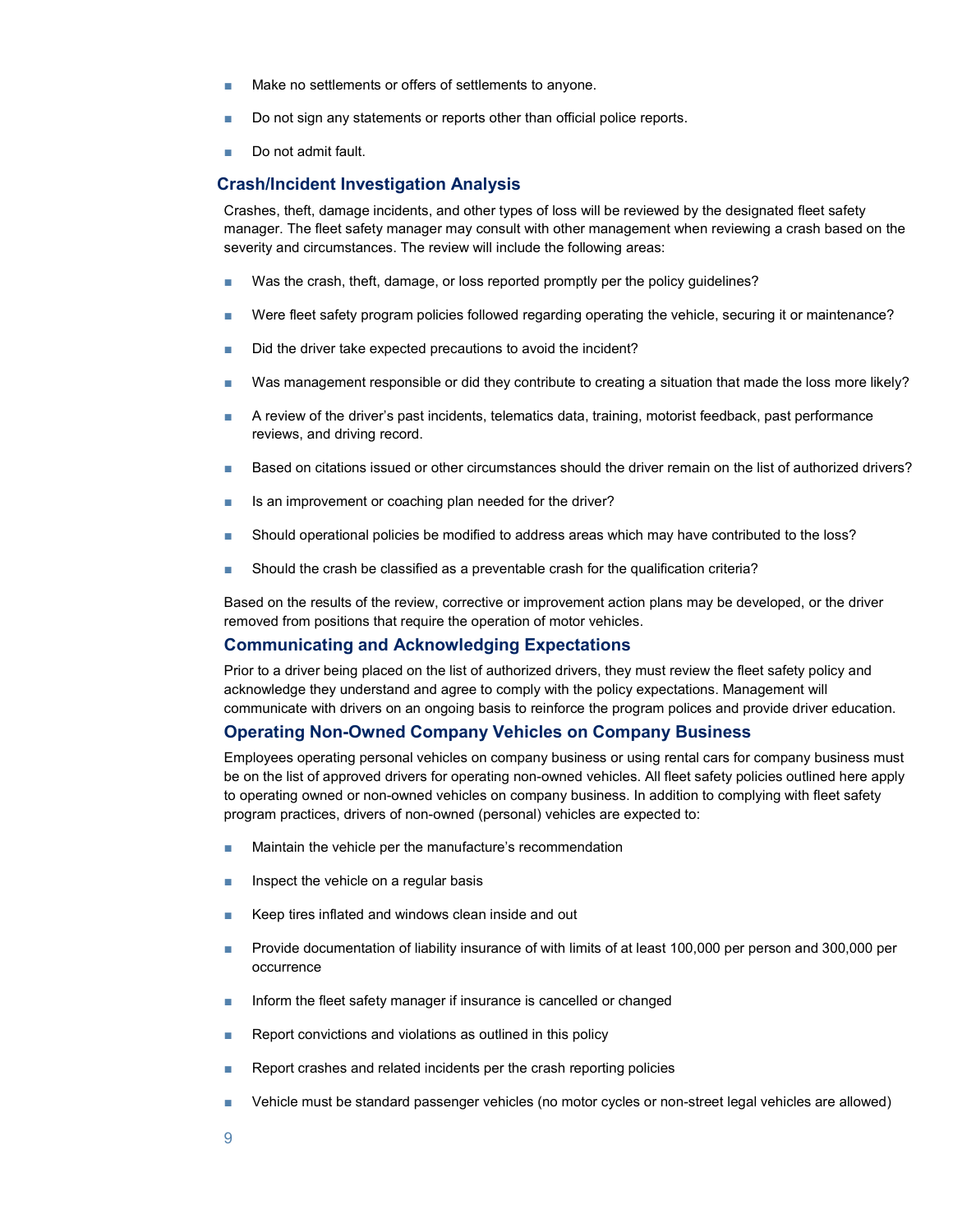- Make no settlements or offers of settlements to anyone.
- Do not sign any statements or reports other than official police reports.
- Do not admit fault.

## Crash/Incident Investigation Analysis

Crashes, theft, damage incidents, and other types of loss will be reviewed by the designated fleet safety manager. The fleet safety manager may consult with other management when reviewing a crash based on the severity and circumstances. The review will include the following areas:

- Was the crash, theft, damage, or loss reported promptly per the policy guidelines?
- Were fleet safety program policies followed regarding operating the vehicle, securing it or maintenance?
- Did the driver take expected precautions to avoid the incident?
- Was management responsible or did they contribute to creating a situation that made the loss more likely?
- A review of the driver's past incidents, telematics data, training, motorist feedback, past performance reviews, and driving record.
- Based on citations issued or other circumstances should the driver remain on the list of authorized drivers?
- Is an improvement or coaching plan needed for the driver?
- Should operational policies be modified to address areas which may have contributed to the loss?
- Should the crash be classified as a preventable crash for the qualification criteria?

Based on the results of the review, corrective or improvement action plans may be developed, or the driver removed from positions that require the operation of motor vehicles.

## Communicating and Acknowledging Expectations

Prior to a driver being placed on the list of authorized drivers, they must review the fleet safety policy and acknowledge they understand and agree to comply with the policy expectations. Management will communicate with drivers on an ongoing basis to reinforce the program polices and provide driver education.

## Operating Non-Owned Company Vehicles on Company Business

Employees operating personal vehicles on company business or using rental cars for company business must be on the list of approved drivers for operating non-owned vehicles. All fleet safety policies outlined here apply to operating owned or non-owned vehicles on company business. In addition to complying with fleet safety program practices, drivers of non-owned (personal) vehicles are expected to:

- Maintain the vehicle per the manufacture's recommendation
- Inspect the vehicle on a regular basis
- Keep tires inflated and windows clean inside and out
- Provide documentation of liability insurance of with limits of at least 100,000 per person and 300,000 per occurrence
- Inform the fleet safety manager if insurance is cancelled or changed
- Report convictions and violations as outlined in this policy
- Report crashes and related incidents per the crash reporting policies
- Vehicle must be standard passenger vehicles (no motor cycles or non-street legal vehicles are allowed)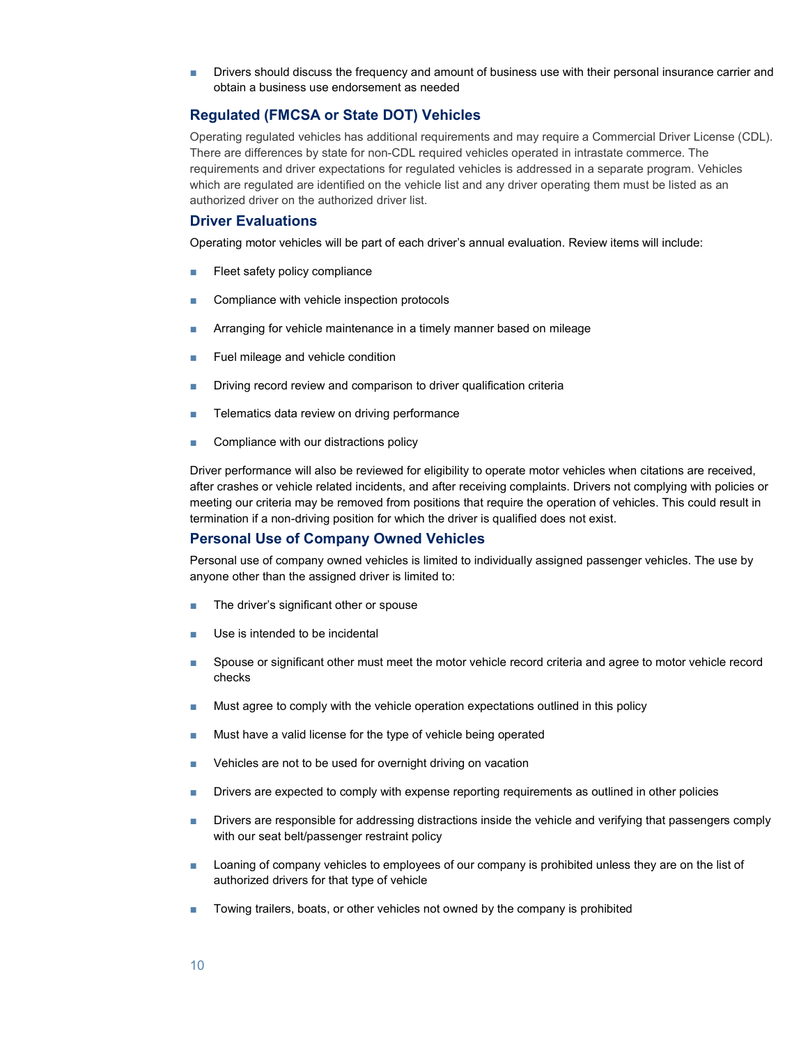- Drivers should discuss the frequency and amount of business use with their personal insurance carrier and obtain a business use endorsement as needed

## Regulated (FMCSA or State DOT) Vehicles

Operating regulated vehicles has additional requirements and may require a Commercial Driver License (CDL). There are differences by state for non-CDL required vehicles operated in intrastate commerce. The requirements and driver expectations for regulated vehicles is addressed in a separate program. Vehicles which are regulated are identified on the vehicle list and any driver operating them must be listed as an authorized driver on the authorized driver list.

## Driver Evaluations

Operating motor vehicles will be part of each driver's annual evaluation. Review items will include:

- Fleet safety policy compliance
- Compliance with vehicle inspection protocols
- Arranging for vehicle maintenance in a timely manner based on mileage
- Fuel mileage and vehicle condition
- Driving record review and comparison to driver qualification criteria
- Telematics data review on driving performance
- Compliance with our distractions policy

Driver performance will also be reviewed for eligibility to operate motor vehicles when citations are received, after crashes or vehicle related incidents, and after receiving complaints. Drivers not complying with policies or meeting our criteria may be removed from positions that require the operation of vehicles. This could result in termination if a non-driving position for which the driver is qualified does not exist.

## Personal Use of Company Owned Vehicles

Personal use of company owned vehicles is limited to individually assigned passenger vehicles. The use by anyone other than the assigned driver is limited to:

- The driver's significant other or spouse
- Use is intended to be incidental
- Spouse or significant other must meet the motor vehicle record criteria and agree to motor vehicle record checks
- Must agree to comply with the vehicle operation expectations outlined in this policy
- Must have a valid license for the type of vehicle being operated
- Vehicles are not to be used for overnight driving on vacation
- Drivers are expected to comply with expense reporting requirements as outlined in other policies
- Drivers are responsible for addressing distractions inside the vehicle and verifying that passengers comply with our seat belt/passenger restraint policy
- Loaning of company vehicles to employees of our company is prohibited unless they are on the list of authorized drivers for that type of vehicle
- Towing trailers, boats, or other vehicles not owned by the company is prohibited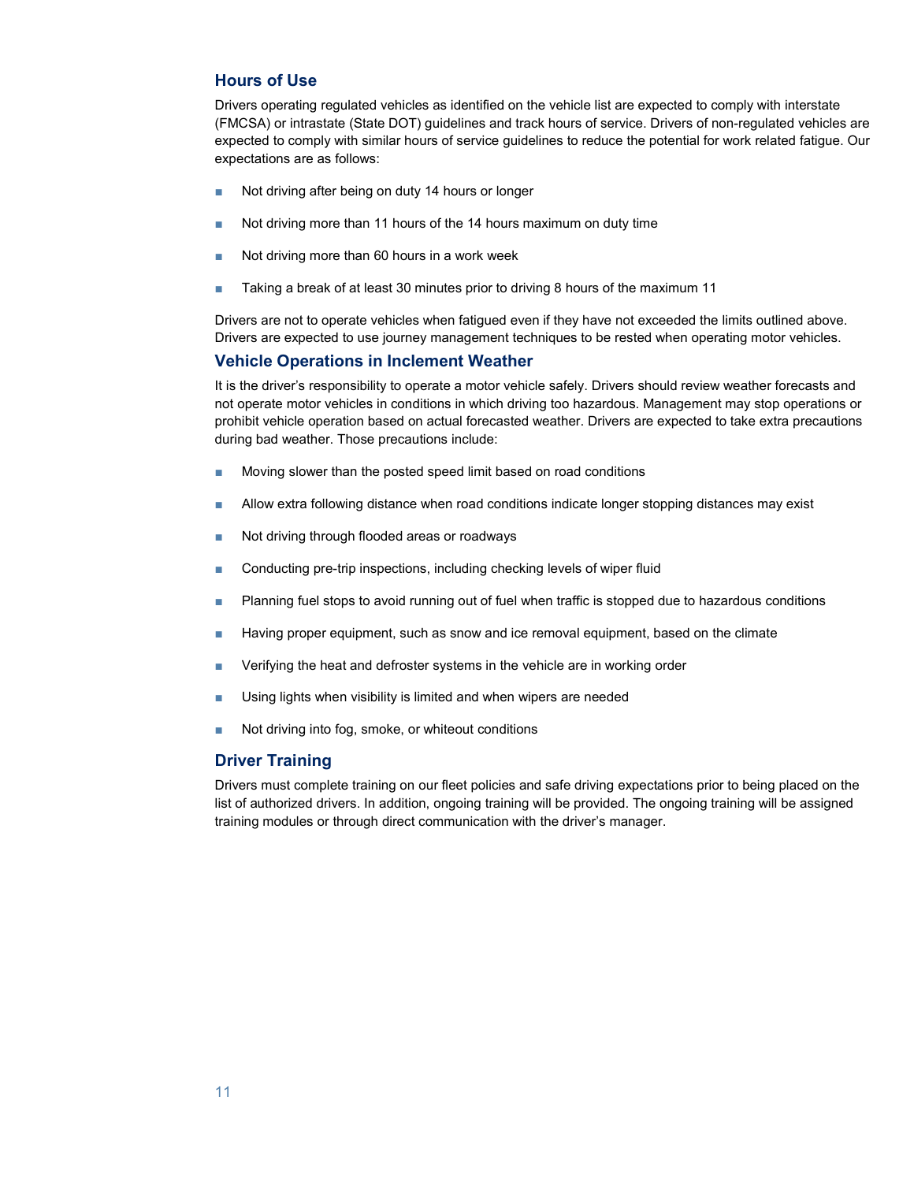## Hours of Use

Drivers operating regulated vehicles as identified on the vehicle list are expected to comply with interstate (FMCSA) or intrastate (State DOT) guidelines and track hours of service. Drivers of non-regulated vehicles are expected to comply with similar hours of service guidelines to reduce the potential for work related fatigue. Our expectations are as follows:

- Not driving after being on duty 14 hours or longer
- Not driving more than 11 hours of the 14 hours maximum on duty time
- Not driving more than 60 hours in a work week
- Taking a break of at least 30 minutes prior to driving 8 hours of the maximum 11

Drivers are not to operate vehicles when fatigued even if they have not exceeded the limits outlined above. Drivers are expected to use journey management techniques to be rested when operating motor vehicles.

## Vehicle Operations in Inclement Weather

It is the driver's responsibility to operate a motor vehicle safely. Drivers should review weather forecasts and not operate motor vehicles in conditions in which driving too hazardous. Management may stop operations or prohibit vehicle operation based on actual forecasted weather. Drivers are expected to take extra precautions during bad weather. Those precautions include:

- Moving slower than the posted speed limit based on road conditions
- Allow extra following distance when road conditions indicate longer stopping distances may exist
- Not driving through flooded areas or roadways
- Conducting pre-trip inspections, including checking levels of wiper fluid
- Planning fuel stops to avoid running out of fuel when traffic is stopped due to hazardous conditions
- Having proper equipment, such as snow and ice removal equipment, based on the climate
- Verifying the heat and defroster systems in the vehicle are in working order
- Using lights when visibility is limited and when wipers are needed
- Not driving into fog, smoke, or whiteout conditions

## Driver Training

Drivers must complete training on our fleet policies and safe driving expectations prior to being placed on the list of authorized drivers. In addition, ongoing training will be provided. The ongoing training will be assigned training modules or through direct communication with the driver's manager.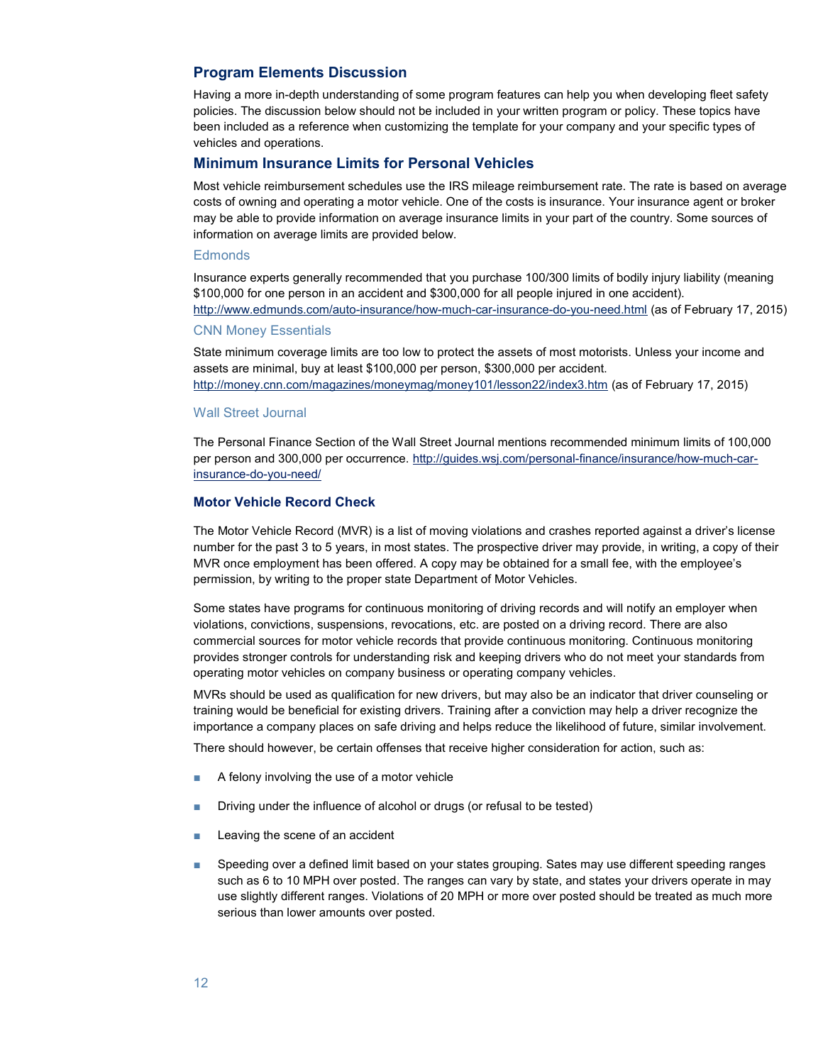## Program Elements Discussion

Having a more in-depth understanding of some program features can help you when developing fleet safety policies. The discussion below should not be included in your written program or policy. These topics have been included as a reference when customizing the template for your company and your specific types of vehicles and operations.

## Minimum Insurance Limits for Personal Vehicles

Most vehicle reimbursement schedules use the IRS mileage reimbursement rate. The rate is based on average costs of owning and operating a motor vehicle. One of the costs is insurance. Your insurance agent or broker may be able to provide information on average insurance limits in your part of the country. Some sources of information on average limits are provided below.

### Edmonds

Insurance experts generally recommended that you purchase 100/300 limits of bodily injury liability (meaning $100,000 for one person in an accident and $300,000 for all people injured in one accident). http://www.edmunds.com/auto-insurance/how-much-car-insurance-do-you-need.html (as of February 17, 2015)

### CNN Money Essentials

State minimum coverage limits are too low to protect the assets of most motorists. Unless your income and assets are minimal, buy at least $100,000 per person, $300,000 per accident. http://money.cnn.com/magazines/moneymag/money101/lesson22/index3.htm (as of February 17, 2015)

### Wall Street Journal

The Personal Finance Section of the Wall Street Journal mentions recommended minimum limits of 100,000 per person and 300,000 per occurrence. http://guides.wsj.com/personal-finance/insurance/how-much-car-insurance-do-you-need/

### Motor Vehicle Record Check

The Motor Vehicle Record (MVR) is a list of moving violations and crashes reported against a driver's license number for the past 3 to 5 years, in most states. The prospective driver may provide, in writing, a copy of their MVR once employment has been offered. A copy may be obtained for a small fee, with the employee's permission, by writing to the proper state Department of Motor Vehicles.

Some states have programs for continuous monitoring of driving records and will notify an employer when violations, convictions, suspensions, revocations, etc. are posted on a driving record. There are also commercial sources for motor vehicle records that provide continuous monitoring. Continuous monitoring provides stronger controls for understanding risk and keeping drivers who do not meet your standards from operating motor vehicles on company business or operating company vehicles.

MVRs should be used as qualification for new drivers, but may also be an indicator that driver counseling or training would be beneficial for existing drivers. Training after a conviction may help a driver recognize the importance a company places on safe driving and helps reduce the likelihood of future, similar involvement.

There should however, be certain offenses that receive higher consideration for action, such as:

- A felony involving the use of a motor vehicle
- Driving under the influence of alcohol or drugs (or refusal to be tested)
- Leaving the scene of an accident
- Speeding over a defined limit based on your states grouping. Sates may use different speeding ranges such as 6 to 10 MPH over posted. The ranges can vary by state, and states your drivers operate in may use slightly different ranges. Violations of 20 MPH or more over posted should be treated as much more serious than lower amounts over posted.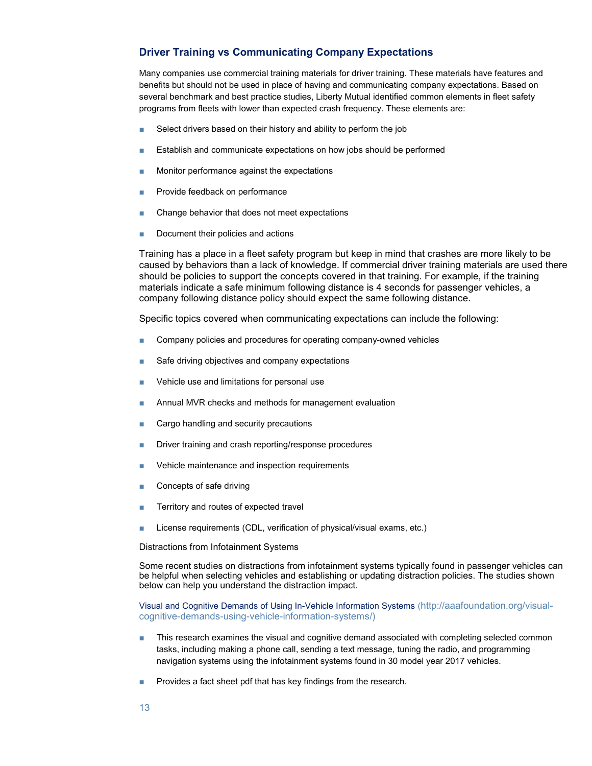## Driver Training vs Communicating Company Expectations

Many companies use commercial training materials for driver training. These materials have features and benefits but should not be used in place of having and communicating company expectations. Based on several benchmark and best practice studies, Liberty Mutual identified common elements in fleet safety programs from fleets with lower than expected crash frequency. These elements are:

- Select drivers based on their history and ability to perform the job
- Establish and communicate expectations on how jobs should be performed
- Monitor performance against the expectations
- Provide feedback on performance
- Change behavior that does not meet expectations
- Document their policies and actions

Training has a place in a fleet safety program but keep in mind that crashes are more likely to be caused by behaviors than a lack of knowledge. If commercial driver training materials are used there should be policies to support the concepts covered in that training. For example, if the training materials indicate a safe minimum following distance is 4 seconds for passenger vehicles, a company following distance policy should expect the same following distance.

Specific topics covered when communicating expectations can include the following:

- Company policies and procedures for operating company-owned vehicles
- Safe driving objectives and company expectations
- Vehicle use and limitations for personal use
- Annual MVR checks and methods for management evaluation
- Cargo handling and security precautions
- Driver training and crash reporting/response procedures
- Vehicle maintenance and inspection requirements
- Concepts of safe driving
- Territory and routes of expected travel
- License requirements (CDL, verification of physical/visual exams, etc.)

Distractions from Infotainment Systems

Some recent studies on distractions from infotainment systems typically found in passenger vehicles can be helpful when selecting vehicles and establishing or updating distraction policies. The studies shown below can help you understand the distraction impact.

Visual and Cognitive Demands of Using In-Vehicle Information Systems (http://aaafoundation.org/visual-cognitive-demands-using-vehicle-information-systems/)

- This research examines the visual and cognitive demand associated with completing selected common tasks, including making a phone call, sending a text message, tuning the radio, and programming navigation systems using the infotainment systems found in 30 model year 2017 vehicles.
- Provides a fact sheet pdf that has key findings from the research.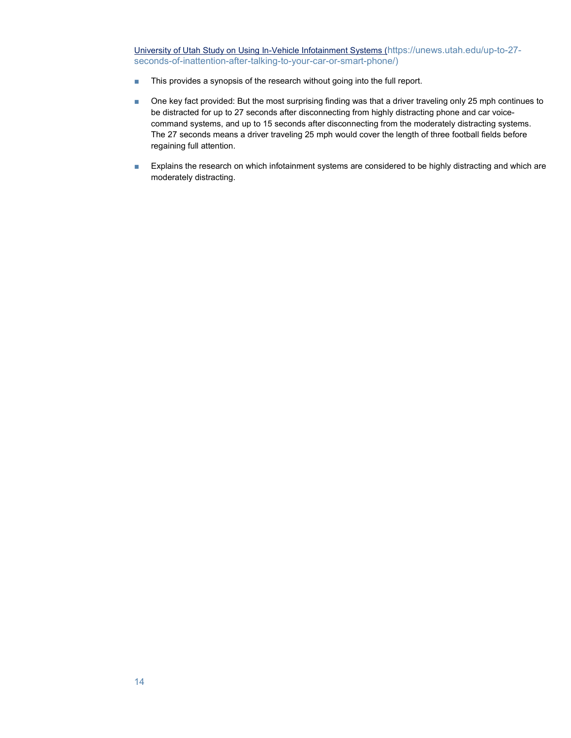[University of Utah Study on Using In-Vehicle Infotainment Systems (https://unews.utah.edu/up-to-27-seconds-of-inattention-after-talking-to-your-car-or-smart-phone/)](https://unews.utah.edu/up-to-27-seconds-of-inattention-after-talking-to-your-car-or-smart-phone/)

- This provides a synopsis of the research without going into the full report.
- One key fact provided: But the most surprising finding was that a driver traveling only 25 mph continues to be distracted for up to 27 seconds after disconnecting from highly distracting phone and car voice-command systems, and up to 15 seconds after disconnecting from the moderately distracting systems. The 27 seconds means a driver traveling 25 mph would cover the length of three football fields before regaining full attention.
- Explains the research on which infotainment systems are considered to be highly distracting and which are moderately distracting.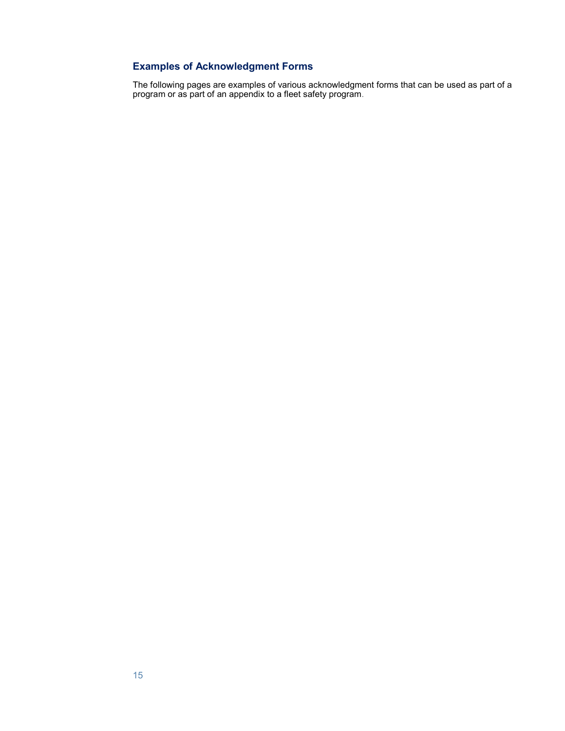## Examples of Acknowledgment Forms

The following pages are examples of various acknowledgment forms that can be used as part of a program or as part of an appendix to a fleet safety program.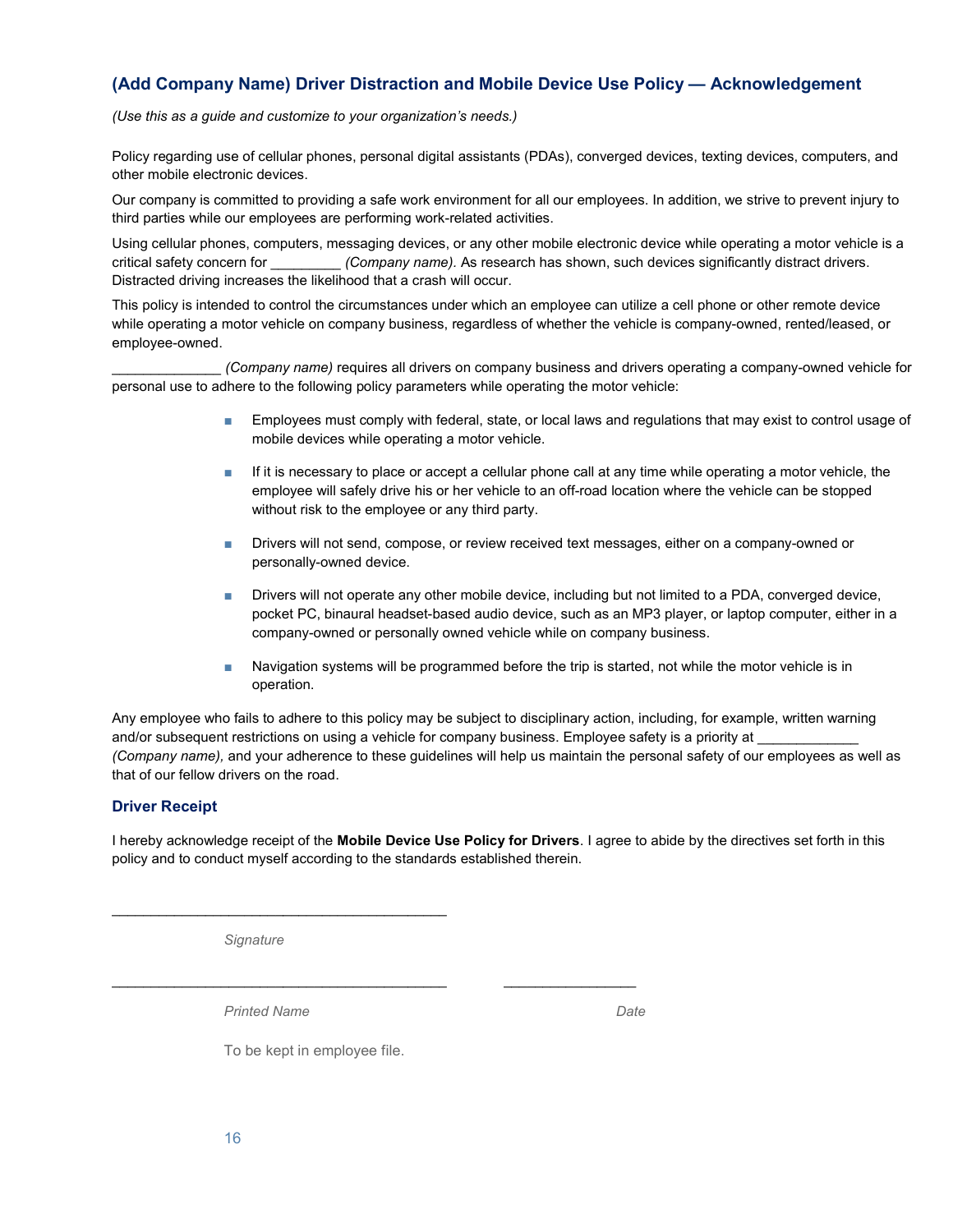## (Add Company Name) Driver Distraction and Mobile Device Use Policy — Acknowledgement

*(Use this as a guide and customize to your organization's needs.)*

Policy regarding use of cellular phones, personal digital assistants (PDAs), converged devices, texting devices, computers, and other mobile electronic devices.

Our company is committed to providing a safe work environment for all our employees. In addition, we strive to prevent injury to third parties while our employees are performing work-related activities.

Using cellular phones, computers, messaging devices, or any other mobile electronic device while operating a motor vehicle is a critical safety concern for _________ *(Company name).* As research has shown, such devices significantly distract drivers. Distracted driving increases the likelihood that a crash will occur.

This policy is intended to control the circumstances under which an employee can utilize a cell phone or other remote device while operating a motor vehicle on company business, regardless of whether the vehicle is company-owned, rented/leased, or employee-owned.

______________ *(Company name)* requires all drivers on company business and drivers operating a company-owned vehicle for personal use to adhere to the following policy parameters while operating the motor vehicle:

- Employees must comply with federal, state, or local laws and regulations that may exist to control usage of mobile devices while operating a motor vehicle.
- If it is necessary to place or accept a cellular phone call at any time while operating a motor vehicle, the employee will safely drive his or her vehicle to an off-road location where the vehicle can be stopped without risk to the employee or any third party.
- Drivers will not send, compose, or review received text messages, either on a company-owned or personally-owned device.
- Drivers will not operate any other mobile device, including but not limited to a PDA, converged device, pocket PC, binaural headset-based audio device, such as an MP3 player, or laptop computer, either in a company-owned or personally owned vehicle while on company business.
- Navigation systems will be programmed before the trip is started, not while the motor vehicle is in operation.

Any employee who fails to adhere to this policy may be subject to disciplinary action, including, for example, written warning and/or subsequent restrictions on using a vehicle for company business. Employee safety is a priority at _____________ *(Company name),* and your adherence to these guidelines will help us maintain the personal safety of our employees as well as that of our fellow drivers on the road.

### Driver Receipt

I hereby acknowledge receipt of the **Mobile Device Use Policy for Drivers**. I agree to abide by the directives set forth in this policy and to conduct myself according to the standards established therein.

___________________________________________

*Signature*

___________________________________________ _________________

*Printed Name* *Date*

To be kept in employee file.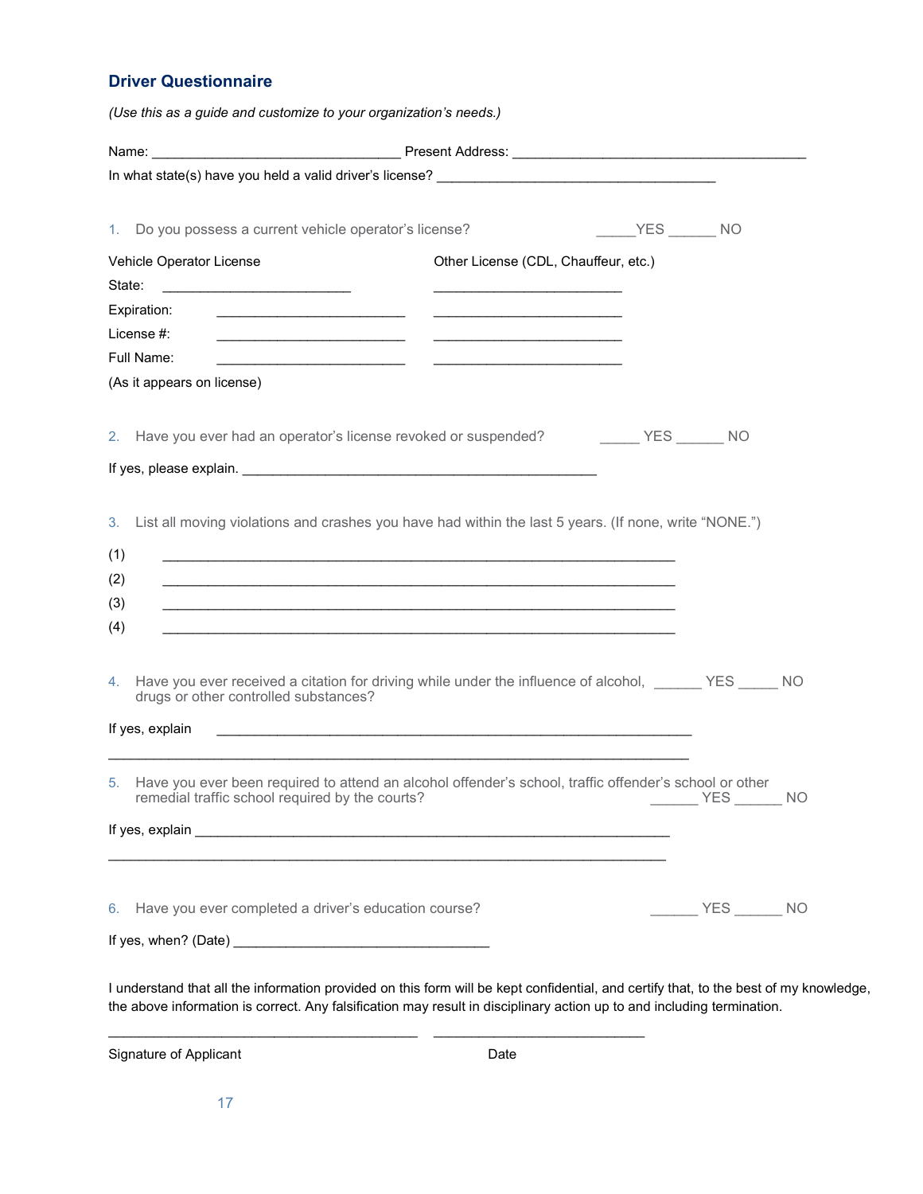## Driver Questionnaire

*(Use this as a guide and customize to your organization's needs.)*

Name: ________________________________ Present Address: ______________________________________

In what state(s) have you held a valid driver's license? ____________________________________

1. Do you possess a current vehicle operator's license? _____YES ______ NO

| | Vehicle Operator License | Other License (CDL, Chauffeur, etc.) |
|---|---|---|
| State: | ________________________ | ________________________ |
| Expiration: | ________________________ | ________________________ |
| License #: | ________________________ | ________________________ |
| Full Name: (As it appears on license) | ________________________ | ________________________ |

2. Have you ever had an operator's license revoked or suspended? _____ YES ______ NO

If yes, please explain. _______________________________________________

3. List all moving violations and crashes you have had within the last 5 years. (If none, write "NONE.")

(1) _________________________________________________________________

(2) _________________________________________________________________

(3) _________________________________________________________________

(4) _________________________________________________________________

4. Have you ever received a citation for driving while under the influence of alcohol, drugs or other controlled substances? ______ YES _____ NO

If yes, explain _____________________________________________________________

_____________________________________________________________________________

5. Have you ever been required to attend an alcohol offender's school, traffic offender's school or other remedial traffic school required by the courts? ______ YES ______ NO

If yes, explain _______________________________________________________________

_____________________________________________________________________________

6. Have you ever completed a driver's education course? ______ YES ______ NO

If yes, when? (Date) _________________________________

I understand that all the information provided on this form will be kept confidential, and certify that, to the best of my knowledge, the above information is correct. Any falsification may result in disciplinary action up to and including termination.

________________________________________ ___________________________

Signature of Applicant Date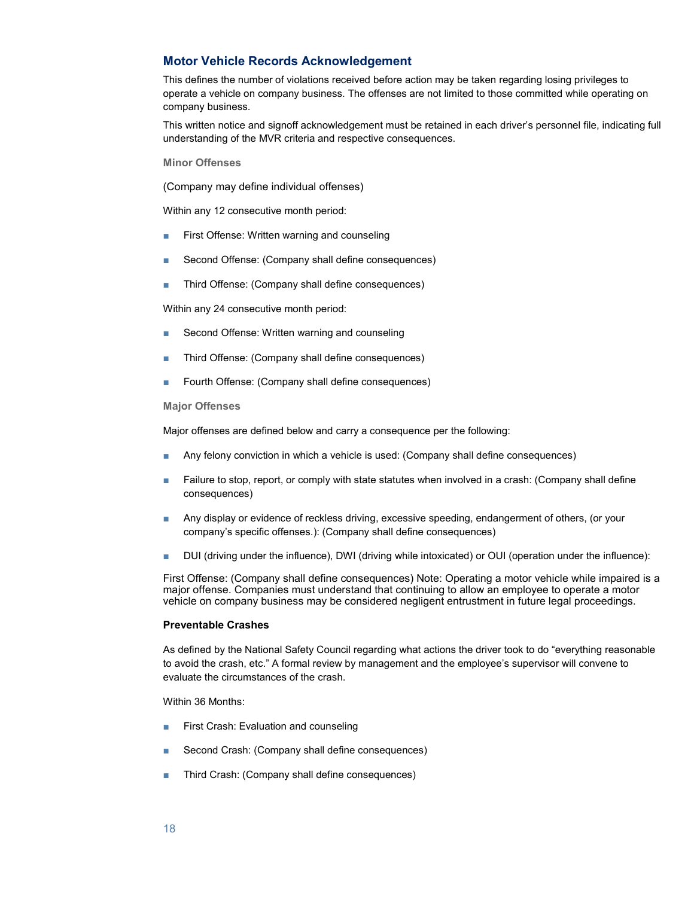## Motor Vehicle Records Acknowledgement

This defines the number of violations received before action may be taken regarding losing privileges to operate a vehicle on company business. The offenses are not limited to those committed while operating on company business.

This written notice and signoff acknowledgement must be retained in each driver's personnel file, indicating full understanding of the MVR criteria and respective consequences.

### Minor Offenses

(Company may define individual offenses)

Within any 12 consecutive month period:

- First Offense: Written warning and counseling
- Second Offense: (Company shall define consequences)
- Third Offense: (Company shall define consequences)

Within any 24 consecutive month period:

- Second Offense: Written warning and counseling
- Third Offense: (Company shall define consequences)
- Fourth Offense: (Company shall define consequences)

### Major Offenses

Major offenses are defined below and carry a consequence per the following:

- Any felony conviction in which a vehicle is used: (Company shall define consequences)
- Failure to stop, report, or comply with state statutes when involved in a crash: (Company shall define consequences)
- Any display or evidence of reckless driving, excessive speeding, endangerment of others, (or your company's specific offenses.): (Company shall define consequences)
- DUI (driving under the influence), DWI (driving while intoxicated) or OUI (operation under the influence):

First Offense: (Company shall define consequences) Note: Operating a motor vehicle while impaired is a major offense. Companies must understand that continuing to allow an employee to operate a motor vehicle on company business may be considered negligent entrustment in future legal proceedings.

**Preventable Crashes**

As defined by the National Safety Council regarding what actions the driver took to do "everything reasonable to avoid the crash, etc." A formal review by management and the employee's supervisor will convene to evaluate the circumstances of the crash.

Within 36 Months:

- First Crash: Evaluation and counseling
- Second Crash: (Company shall define consequences)
- Third Crash: (Company shall define consequences)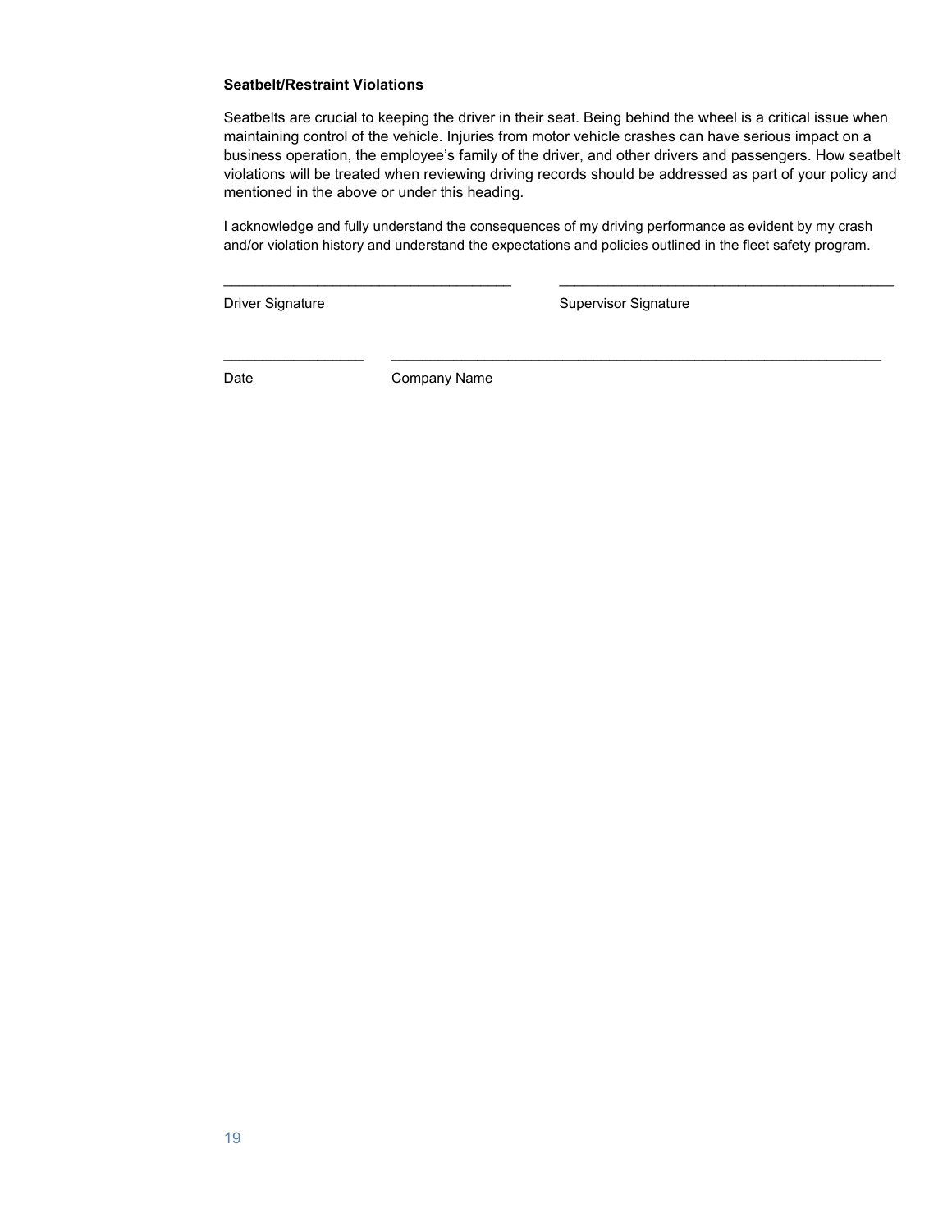**Seatbelt/Restraint Violations**

Seatbelts are crucial to keeping the driver in their seat. Being behind the wheel is a critical issue when maintaining control of the vehicle. Injuries from motor vehicle crashes can have serious impact on a business operation, the employee's family of the driver, and other drivers and passengers. How seatbelt violations will be treated when reviewing driving records should be addressed as part of your policy and mentioned in the above or under this heading.

I acknowledge and fully understand the consequences of my driving performance as evident by my crash and/or violation history and understand the expectations and policies outlined in the fleet safety program.

\_\_\_\_\_\_\_\_\_\_\_\_\_\_\_\_\_\_\_\_\_\_\_\_\_\_\_\_\_\_\_\_\_\_\_\_ &nbsp;&nbsp;&nbsp;&nbsp; \_\_\_\_\_\_\_\_\_\_\_\_\_\_\_\_\_\_\_\_\_\_\_\_\_\_\_\_\_\_\_\_\_\_\_\_\_\_\_\_\_\_

Driver Signature &nbsp;&nbsp;&nbsp;&nbsp;&nbsp;&nbsp;&nbsp;&nbsp;&nbsp;&nbsp;&nbsp;&nbsp;&nbsp;&nbsp;&nbsp;&nbsp;&nbsp;&nbsp;&nbsp;&nbsp;&nbsp;&nbsp;&nbsp;&nbsp;&nbsp;&nbsp;&nbsp;&nbsp;&nbsp;&nbsp;&nbsp;&nbsp;&nbsp;&nbsp;&nbsp;&nbsp;&nbsp;&nbsp;&nbsp;&nbsp; Supervisor Signature

\_\_\_\_\_\_\_\_\_\_\_\_\_\_\_\_\_\_ &nbsp;&nbsp;&nbsp;&nbsp; \_\_\_\_\_\_\_\_\_\_\_\_\_\_\_\_\_\_\_\_\_\_\_\_\_\_\_\_\_\_\_\_\_\_\_\_\_\_\_\_\_\_\_\_\_\_\_\_\_\_\_\_\_\_\_\_\_\_\_\_\_\_\_

Date &nbsp;&nbsp;&nbsp;&nbsp;&nbsp;&nbsp;&nbsp;&nbsp;&nbsp;&nbsp;&nbsp;&nbsp;&nbsp;&nbsp;&nbsp;&nbsp;&nbsp;&nbsp;&nbsp;&nbsp;&nbsp;&nbsp;&nbsp;&nbsp; Company Name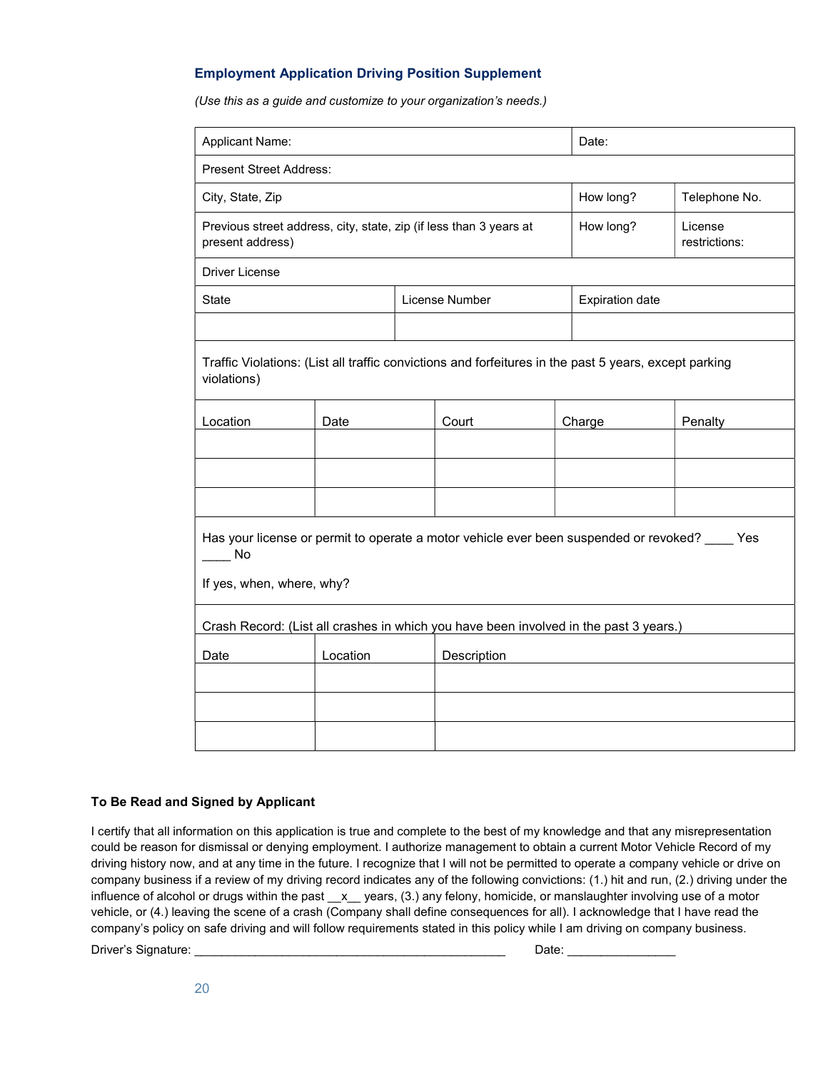### Employment Application Driving Position Supplement

*(Use this as a guide and customize to your organization's needs.)*

| Applicant Name: | | Date: | |
|---|---|---|---|
| Present Street Address: | | | |
| City, State, Zip | | How long? | Telephone No. |
| Previous street address, city, state, zip (if less than 3 years at present address) | | How long? | License restrictions: |
| Driver License | | | |
| State | License Number | Expiration date | |
| | | | |

Traffic Violations: (List all traffic convictions and forfeitures in the past 5 years, except parking violations)

| Location | Date | Court | Charge | Penalty |
|---|---|---|---|---|
| | | | | |
| | | | | |
| | | | | |

Has your license or permit to operate a motor vehicle ever been suspended or revoked? ____ Yes ____ No

If yes, when, where, why?

Crash Record: (List all crashes in which you have been involved in the past 3 years.)

| Date | Location | Description |
|---|---|---|
| | | |
| | | |
| | | |

**To Be Read and Signed by Applicant**

I certify that all information on this application is true and complete to the best of my knowledge and that any misrepresentation could be reason for dismissal or denying employment. I authorize management to obtain a current Motor Vehicle Record of my driving history now, and at any time in the future. I recognize that I will not be permitted to operate a company vehicle or drive on company business if a review of my driving record indicates any of the following convictions: (1.) hit and run, (2.) driving under the influence of alcohol or drugs within the past __x__ years, (3.) any felony, homicide, or manslaughter involving use of a motor vehicle, or (4.) leaving the scene of a crash (Company shall define consequences for all). I acknowledge that I have read the company's policy on safe driving and will follow requirements stated in this policy while I am driving on company business.

Driver's Signature: ____________________________________________ Date: ________________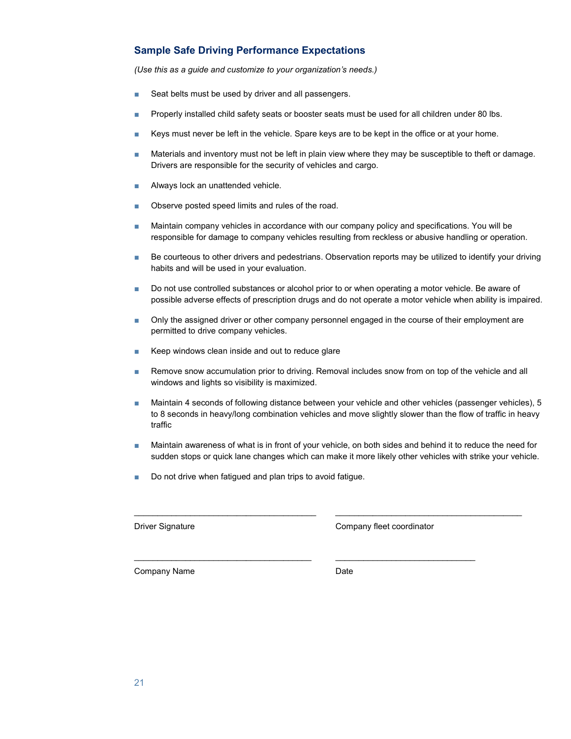## Sample Safe Driving Performance Expectations

*(Use this as a guide and customize to your organization's needs.)*

- Seat belts must be used by driver and all passengers.
- Properly installed child safety seats or booster seats must be used for all children under 80 lbs.
- Keys must never be left in the vehicle. Spare keys are to be kept in the office or at your home.
- Materials and inventory must not be left in plain view where they may be susceptible to theft or damage. Drivers are responsible for the security of vehicles and cargo.
- Always lock an unattended vehicle.
- Observe posted speed limits and rules of the road.
- Maintain company vehicles in accordance with our company policy and specifications. You will be responsible for damage to company vehicles resulting from reckless or abusive handling or operation.
- Be courteous to other drivers and pedestrians. Observation reports may be utilized to identify your driving habits and will be used in your evaluation.
- Do not use controlled substances or alcohol prior to or when operating a motor vehicle. Be aware of possible adverse effects of prescription drugs and do not operate a motor vehicle when ability is impaired.
- Only the assigned driver or other company personnel engaged in the course of their employment are permitted to drive company vehicles.
- Keep windows clean inside and out to reduce glare
- Remove snow accumulation prior to driving. Removal includes snow from on top of the vehicle and all windows and lights so visibility is maximized.
- Maintain 4 seconds of following distance between your vehicle and other vehicles (passenger vehicles), 5 to 8 seconds in heavy/long combination vehicles and move slightly slower than the flow of traffic in heavy traffic
- Maintain awareness of what is in front of your vehicle, on both sides and behind it to reduce the need for sudden stops or quick lane changes which can make it more likely other vehicles with strike your vehicle.
- Do not drive when fatigued and plan trips to avoid fatigue.

\_\_\_\_\_\_\_\_\_\_\_\_\_\_\_\_\_\_\_\_\_\_\_\_\_\_\_\_\_\_\_\_\_\_\_\_\_\_ \_\_\_\_\_\_\_\_\_\_\_\_\_\_\_\_\_\_\_\_\_\_\_\_\_\_\_\_\_\_\_\_\_\_\_\_\_\_

Driver Signature    Company fleet coordinator

\_\_\_\_\_\_\_\_\_\_\_\_\_\_\_\_\_\_\_\_\_\_\_\_\_\_\_\_\_\_\_\_\_\_\_\_\_\_ \_\_\_\_\_\_\_\_\_\_\_\_\_\_\_\_\_\_\_\_\_\_\_\_\_\_\_\_\_\_

Company Name    Date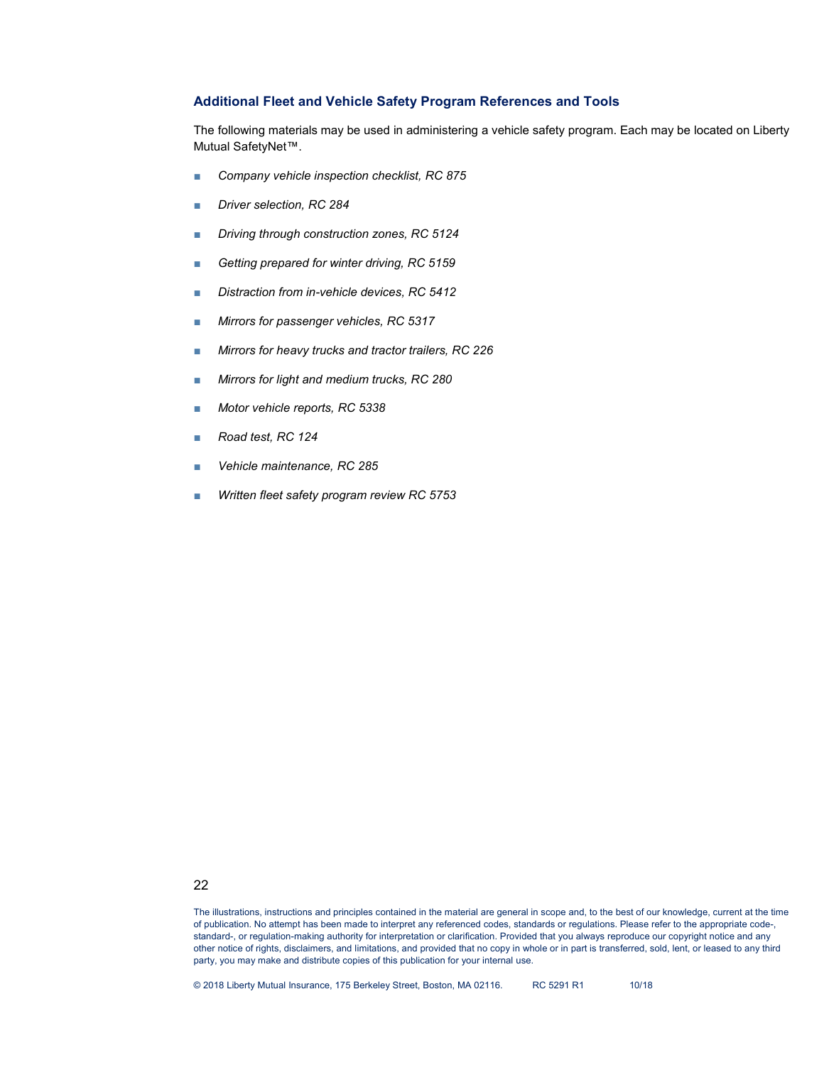### Additional Fleet and Vehicle Safety Program References and Tools

The following materials may be used in administering a vehicle safety program. Each may be located on Liberty Mutual SafetyNet™.

- *Company vehicle inspection checklist, RC 875*
- *Driver selection, RC 284*
- *Driving through construction zones, RC 5124*
- *Getting prepared for winter driving, RC 5159*
- *Distraction from in-vehicle devices, RC 5412*
- *Mirrors for passenger vehicles, RC 5317*
- *Mirrors for heavy trucks and tractor trailers, RC 226*
- *Mirrors for light and medium trucks, RC 280*
- *Motor vehicle reports, RC 5338*
- *Road test, RC 124*
- *Vehicle maintenance, RC 285*
- *Written fleet safety program review RC 5753*

The illustrations, instructions and principles contained in the material are general in scope and, to the best of our knowledge, current at the time of publication. No attempt has been made to interpret any referenced codes, standards or regulations. Please refer to the appropriate code-, standard-, or regulation-making authority for interpretation or clarification. Provided that you always reproduce our copyright notice and any other notice of rights, disclaimers, and limitations, and provided that no copy in whole or in part is transferred, sold, lent, or leased to any third party, you may make and distribute copies of this publication for your internal use.

© 2018 Liberty Mutual Insurance, 175 Berkeley Street, Boston, MA 02116. RC 5291 R1 10/18